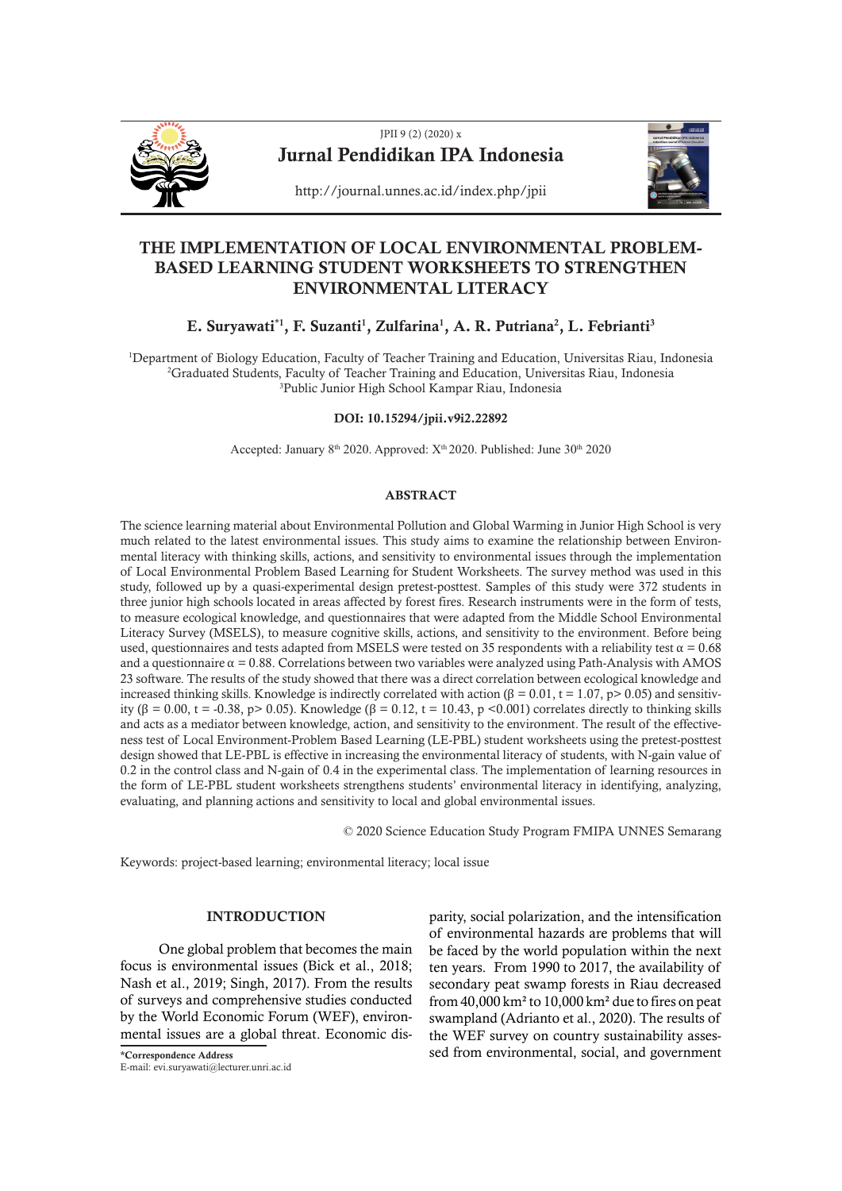# THE IMPLEMENTATION OF LOCAL ENVIRONMENTAL PROBLEM-BASED LEARNING STUDENT WORKSHEETS TO STRENGTHEN ENVIRONMENTAL LITERACY

**E. Suryawati*[1], F. Suzanti[1], Zulfarina[1], A. R. Putriana[2], L. Febrianti[3]**

[1]Department of Biology Education, Faculty of Teacher Training and Education, Universitas Riau, Indonesia
[2]Graduated Students, Faculty of Teacher Training and Education, Universitas Riau, Indonesia
[3]Public Junior High School Kampar Riau, Indonesia

**DOI: 10.15294/jpii.v9i2.22892**

Accepted: January 8th 2020. Approved: Xth 2020. Published: June 30th 2020

## ABSTRACT

The science learning material about Environmental Pollution and Global Warming in Junior High School is very much related to the latest environmental issues. This study aims to examine the relationship between Environmental literacy with thinking skills, actions, and sensitivity to environmental issues through the implementation of Local Environmental Problem Based Learning for Student Worksheets. The survey method was used in this study, followed up by a quasi-experimental design pretest-posttest. Samples of this study were 372 students in three junior high schools located in areas affected by forest fires. Research instruments were in the form of tests, to measure ecological knowledge, and questionnaires that were adapted from the Middle School Environmental Literacy Survey (MSELS), to measure cognitive skills, actions, and sensitivity to the environment. Before being used, questionnaires and tests adapted from MSELS were tested on 35 respondents with a reliability test $\alpha = 0.68$ and a questionnaire $\alpha = 0.88$. Correlations between two variables were analyzed using Path-Analysis with AMOS 23 software. The results of the study showed that there was a direct correlation between ecological knowledge and increased thinking skills. Knowledge is indirectly correlated with action ($\beta = 0.01$, $t = 1.07$, $p > 0.05$) and sensitivity ($\beta = 0.00$, $t = -0.38$, $p > 0.05$). Knowledge ($\beta = 0.12$, $t = 10.43$, $p < 0.001$) correlates directly to thinking skills and acts as a mediator between knowledge, action, and sensitivity to the environment. The result of the effectiveness test of Local Environment-Problem Based Learning (LE-PBL) student worksheets using the pretest-posttest design showed that LE-PBL is effective in increasing the environmental literacy of students, with N-gain value of 0.2 in the control class and N-gain of 0.4 in the experimental class. The implementation of learning resources in the form of LE-PBL student worksheets strengthens students' environmental literacy in identifying, analyzing, evaluating, and planning actions and sensitivity to local and global environmental issues.

© 2020 Science Education Study Program FMIPA UNNES Semarang

Keywords: project-based learning; environmental literacy; local issue

## INTRODUCTION

One global problem that becomes the main focus is environmental issues (Bick et al., 2018; Nash et al., 2019; Singh, 2017). From the results of surveys and comprehensive studies conducted by the World Economic Forum (WEF), environmental issues are a global threat. Economic disparity, social polarization, and the intensification of environmental hazards are problems that will be faced by the world population within the next ten years. From 1990 to 2017, the availability of secondary peat swamp forests in Riau decreased from 40,000 km² to 10,000 km² due to fires on peat swampland (Adrianto et al., 2020). The results of the WEF survey on country sustainability assessed from environmental, social, and government

*Correspondence Address
E-mail: evi.suryawati@lecturer.unri.ac.id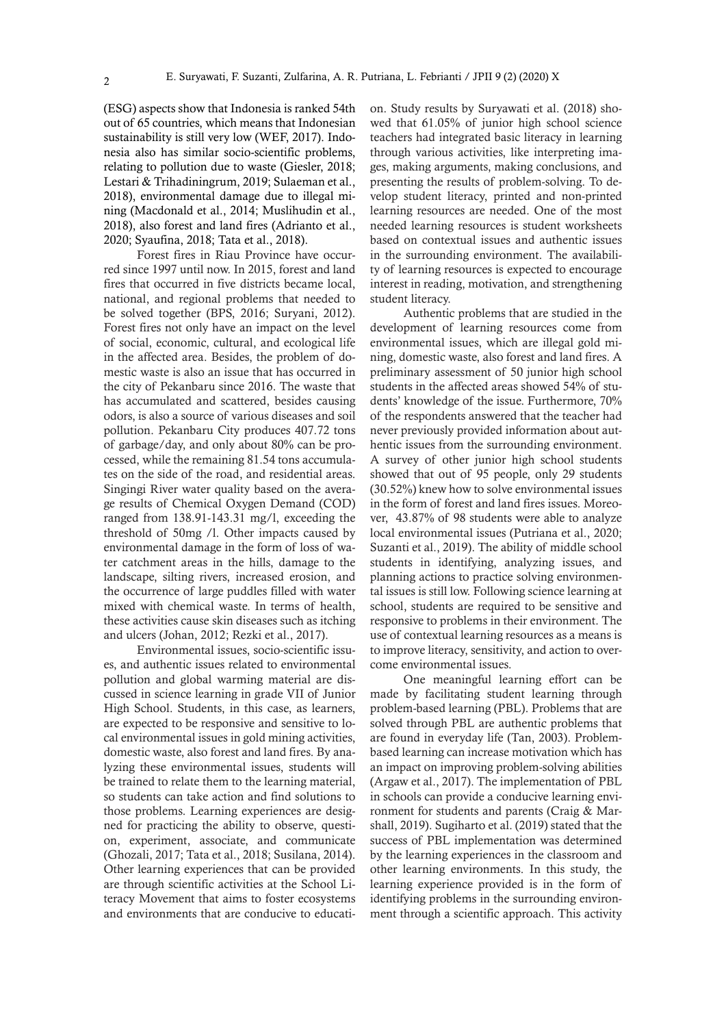(ESG) aspects show that Indonesia is ranked 54th out of 65 countries, which means that Indonesian sustainability is still very low (WEF, 2017). Indonesia also has similar socio-scientific problems, relating to pollution due to waste (Giesler, 2018; Lestari & Trihadiningrum, 2019; Sulaeman et al., 2018), environmental damage due to illegal mining (Macdonald et al., 2014; Muslihudin et al., 2018), also forest and land fires (Adrianto et al., 2020; Syaufina, 2018; Tata et al., 2018).

Forest fires in Riau Province have occurred since 1997 until now. In 2015, forest and land fires that occurred in five districts became local, national, and regional problems that needed to be solved together (BPS, 2016; Suryani, 2012). Forest fires not only have an impact on the level of social, economic, cultural, and ecological life in the affected area. Besides, the problem of domestic waste is also an issue that has occurred in the city of Pekanbaru since 2016. The waste that has accumulated and scattered, besides causing odors, is also a source of various diseases and soil pollution. Pekanbaru City produces 407.72 tons of garbage/day, and only about 80% can be processed, while the remaining 81.54 tons accumulates on the side of the road, and residential areas. Singingi River water quality based on the average results of Chemical Oxygen Demand (COD) ranged from 138.91-143.31 mg/l, exceeding the threshold of 50mg /l. Other impacts caused by environmental damage in the form of loss of water catchment areas in the hills, damage to the landscape, silting rivers, increased erosion, and the occurrence of large puddles filled with water mixed with chemical waste. In terms of health, these activities cause skin diseases such as itching and ulcers (Johan, 2012; Rezki et al., 2017).

Environmental issues, socio-scientific issues, and authentic issues related to environmental pollution and global warming material are discussed in science learning in grade VII of Junior High School. Students, in this case, as learners, are expected to be responsive and sensitive to local environmental issues in gold mining activities, domestic waste, also forest and land fires. By analyzing these environmental issues, students will be trained to relate them to the learning material, so students can take action and find solutions to those problems. Learning experiences are designed for practicing the ability to observe, question, experiment, associate, and communicate (Ghozali, 2017; Tata et al., 2018; Susilana, 2014). Other learning experiences that can be provided are through scientific activities at the School Literacy Movement that aims to foster ecosystems and environments that are conducive to education. Study results by Suryawati et al. (2018) showed that 61.05% of junior high school science teachers had integrated basic literacy in learning through various activities, like interpreting images, making arguments, making conclusions, and presenting the results of problem-solving. To develop student literacy, printed and non-printed learning resources are needed. One of the most needed learning resources is student worksheets based on contextual issues and authentic issues in the surrounding environment. The availability of learning resources is expected to encourage interest in reading, motivation, and strengthening student literacy.

Authentic problems that are studied in the development of learning resources come from environmental issues, which are illegal gold mining, domestic waste, also forest and land fires. A preliminary assessment of 50 junior high school students in the affected areas showed 54% of students' knowledge of the issue. Furthermore, 70% of the respondents answered that the teacher had never previously provided information about authentic issues from the surrounding environment. A survey of other junior high school students showed that out of 95 people, only 29 students (30.52%) knew how to solve environmental issues in the form of forest and land fires issues. Moreover, 43.87% of 98 students were able to analyze local environmental issues (Putriana et al., 2020; Suzanti et al., 2019). The ability of middle school students in identifying, analyzing issues, and planning actions to practice solving environmental issues is still low. Following science learning at school, students are required to be sensitive and responsive to problems in their environment. The use of contextual learning resources as a means is to improve literacy, sensitivity, and action to overcome environmental issues.

One meaningful learning effort can be made by facilitating student learning through problem-based learning (PBL). Problems that are solved through PBL are authentic problems that are found in everyday life (Tan, 2003). Problem-based learning can increase motivation which has an impact on improving problem-solving abilities (Argaw et al., 2017). The implementation of PBL in schools can provide a conducive learning environment for students and parents (Craig & Marshall, 2019). Sugiharto et al. (2019) stated that the success of PBL implementation was determined by the learning experiences in the classroom and other learning environments. In this study, the learning experience provided is in the form of identifying problems in the surrounding environment through a scientific approach. This activity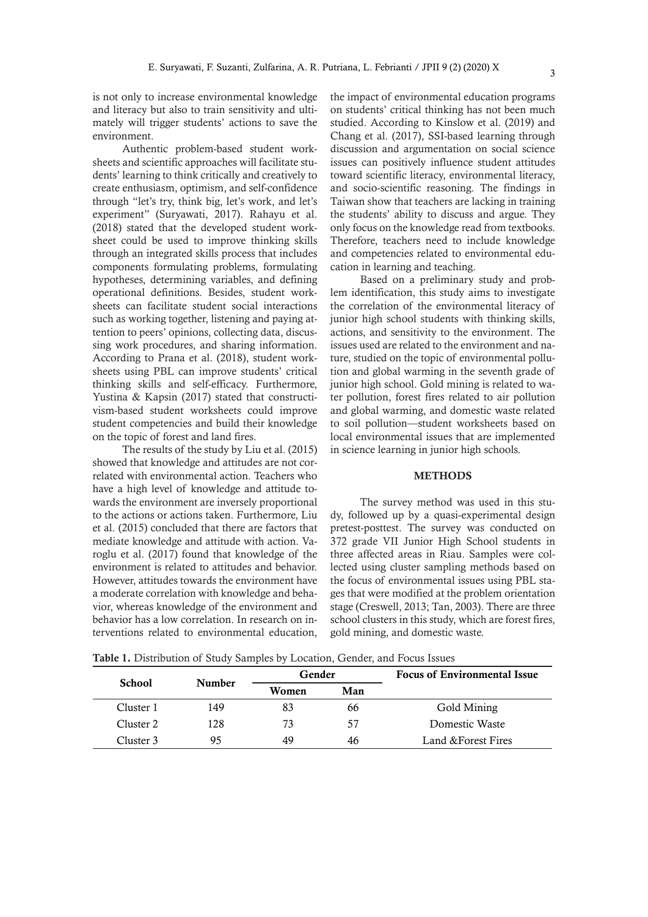is not only to increase environmental knowledge and literacy but also to train sensitivity and ultimately will trigger students' actions to save the environment.

Authentic problem-based student worksheets and scientific approaches will facilitate students' learning to think critically and creatively to create enthusiasm, optimism, and self-confidence through "let's try, think big, let's work, and let's experiment" (Suryawati, 2017). Rahayu et al. (2018) stated that the developed student worksheet could be used to improve thinking skills through an integrated skills process that includes components formulating problems, formulating hypotheses, determining variables, and defining operational definitions. Besides, student worksheets can facilitate student social interactions such as working together, listening and paying attention to peers' opinions, collecting data, discussing work procedures, and sharing information. According to Prana et al. (2018), student worksheets using PBL can improve students' critical thinking skills and self-efficacy. Furthermore, Yustina & Kapsin (2017) stated that constructivism-based student worksheets could improve student competencies and build their knowledge on the topic of forest and land fires.

The results of the study by Liu et al. (2015) showed that knowledge and attitudes are not correlated with environmental action. Teachers who have a high level of knowledge and attitude towards the environment are inversely proportional to the actions or actions taken. Furthermore, Liu et al. (2015) concluded that there are factors that mediate knowledge and attitude with action. Varoglu et al. (2017) found that knowledge of the environment is related to attitudes and behavior. However, attitudes towards the environment have a moderate correlation with knowledge and behavior, whereas knowledge of the environment and behavior has a low correlation. In research on interventions related to environmental education, the impact of environmental education programs on students' critical thinking has not been much studied. According to Kinslow et al. (2019) and Chang et al. (2017), SSI-based learning through discussion and argumentation on social science issues can positively influence student attitudes toward scientific literacy, environmental literacy, and socio-scientific reasoning. The findings in Taiwan show that teachers are lacking in training the students' ability to discuss and argue. They only focus on the knowledge read from textbooks. Therefore, teachers need to include knowledge and competencies related to environmental education in learning and teaching.

Based on a preliminary study and problem identification, this study aims to investigate the correlation of the environmental literacy of junior high school students with thinking skills, actions, and sensitivity to the environment. The issues used are related to the environment and nature, studied on the topic of environmental pollution and global warming in the seventh grade of junior high school. Gold mining is related to water pollution, forest fires related to air pollution and global warming, and domestic waste related to soil pollution—student worksheets based on local environmental issues that are implemented in science learning in junior high schools.

## METHODS

The survey method was used in this study, followed up by a quasi-experimental design pretest-posttest. The survey was conducted on 372 grade VII Junior High School students in three affected areas in Riau. Samples were collected using cluster sampling methods based on the focus of environmental issues using PBL stages that were modified at the problem orientation stage (Creswell, 2013; Tan, 2003). There are three school clusters in this study, which are forest fires, gold mining, and domestic waste.

**Table 1.** Distribution of Study Samples by Location, Gender, and Focus Issues

| School | Number | Gender | | Focus of Environmental Issue |
|---|---|---|---|---|
| | | Women | Man | |
| Cluster 1 | 149 | 83 | 66 | Gold Mining |
| Cluster 2 | 128 | 73 | 57 | Domestic Waste |
| Cluster 3 | 95 | 49 | 46 | Land &Forest Fires |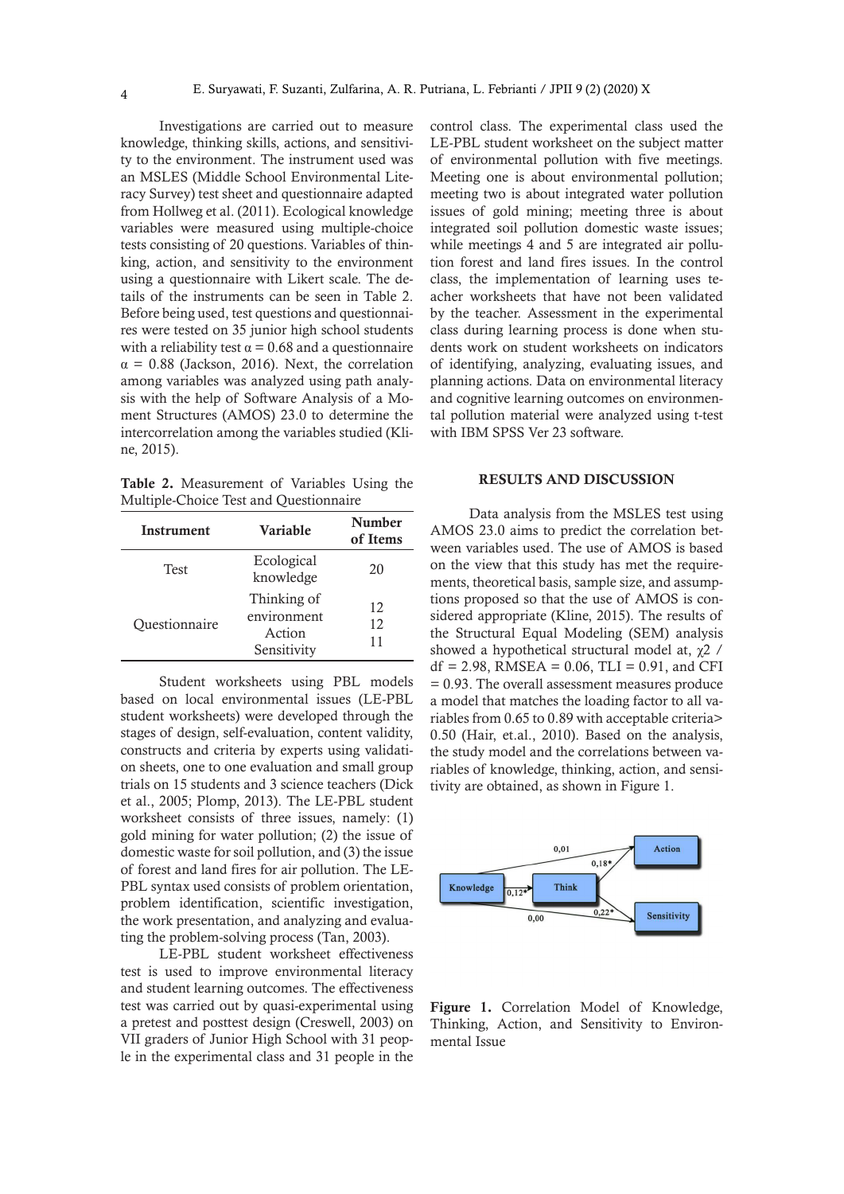Investigations are carried out to measure knowledge, thinking skills, actions, and sensitivity to the environment. The instrument used was an MSLES (Middle School Environmental Literacy Survey) test sheet and questionnaire adapted from Hollweg et al. (2011). Ecological knowledge variables were measured using multiple-choice tests consisting of 20 questions. Variables of thinking, action, and sensitivity to the environment using a questionnaire with Likert scale. The details of the instruments can be seen in Table 2. Before being used, test questions and questionnaires were tested on 35 junior high school students with a reliability test α = 0.68 and a questionnaire α = 0.88 (Jackson, 2016). Next, the correlation among variables was analyzed using path analysis with the help of Software Analysis of a Moment Structures (AMOS) 23.0 to determine the intercorrelation among the variables studied (Kline, 2015).

**Table 2.** Measurement of Variables Using the Multiple-Choice Test and Questionnaire

| Instrument | Variable | Number of Items |
|---|---|---|
| Test | Ecological knowledge | 20 |
| Questionnaire | Thinking of environment | 12 |
| | Action | 12 |
| | Sensitivity | 11 |

Student worksheets using PBL models based on local environmental issues (LE-PBL student worksheets) were developed through the stages of design, self-evaluation, content validity, constructs and criteria by experts using validation sheets, one to one evaluation and small group trials on 15 students and 3 science teachers (Dick et al., 2005; Plomp, 2013). The LE-PBL student worksheet consists of three issues, namely: (1) gold mining for water pollution; (2) the issue of domestic waste for soil pollution, and (3) the issue of forest and land fires for air pollution. The LE-PBL syntax used consists of problem orientation, problem identification, scientific investigation, the work presentation, and analyzing and evaluating the problem-solving process (Tan, 2003).

LE-PBL student worksheet effectiveness test is used to improve environmental literacy and student learning outcomes. The effectiveness test was carried out by quasi-experimental using a pretest and posttest design (Creswell, 2003) on VII graders of Junior High School with 31 people in the experimental class and 31 people in the control class. The experimental class used the LE-PBL student worksheet on the subject matter of environmental pollution with five meetings. Meeting one is about environmental pollution; meeting two is about integrated water pollution issues of gold mining; meeting three is about integrated soil pollution domestic waste issues; while meetings 4 and 5 are integrated air pollution forest and land fires issues. In the control class, the implementation of learning uses teacher worksheets that have not been validated by the teacher. Assessment in the experimental class during learning process is done when students work on student worksheets on indicators of identifying, analyzing, evaluating issues, and planning actions. Data on environmental literacy and cognitive learning outcomes on environmental pollution material were analyzed using t-test with IBM SPSS Ver 23 software.

## RESULTS AND DISCUSSION

Data analysis from the MSLES test using AMOS 23.0 aims to predict the correlation between variables used. The use of AMOS is based on the view that this study has met the requirements, theoretical basis, sample size, and assumptions proposed so that the use of AMOS is considered appropriate (Kline, 2015). The results of the Structural Equal Modeling (SEM) analysis showed a hypothetical structural model at, $\chi 2$ / df = 2.98, RMSEA = 0.06, TLI = 0.91, and CFI = 0.93. The overall assessment measures produce a model that matches the loading factor to all variables from 0.65 to 0.89 with acceptable criteria> 0.50 (Hair, et.al., 2010). Based on the analysis, the study model and the correlations between variables of knowledge, thinking, action, and sensitivity are obtained, as shown in Figure 1.

**Figure 1.** Correlation Model of Knowledge, Thinking, Action, and Sensitivity to Environmental Issue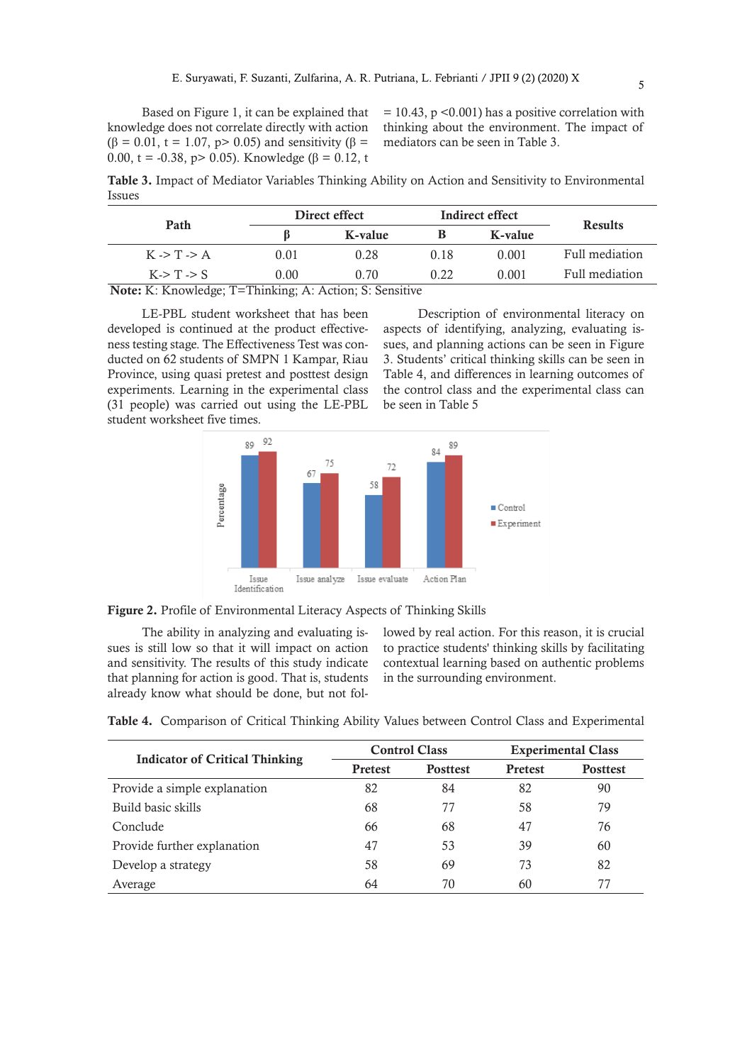Based on Figure 1, it can be explained that knowledge does not correlate directly with action ($\beta = 0.01$, $t = 1.07$, $p > 0.05$) and sensitivity ($\beta = 0.00$, $t = -0.38$, $p > 0.05$). Knowledge ($\beta = 0.12$, $t = 10.43$, $p < 0.001$) has a positive correlation with thinking about the environment. The impact of mediators can be seen in Table 3.

**Table 3.** Impact of Mediator Variables Thinking Ability on Action and Sensitivity to Environmental Issues

| Path | Direct effect | | Indirect effect | | Results |
|---|---|---|---|---|---|
| | β | K-value | B | K-value | |
| K -> T -> A | 0.01 | 0.28 | 0.18 | 0.001 | Full mediation |
| K-> T -> S | 0.00 | 0.70 | 0.22 | 0.001 | Full mediation |

**Note:** K: Knowledge; T=Thinking; A: Action; S: Sensitive

LE-PBL student worksheet that has been developed is continued at the product effectiveness testing stage. The Effectiveness Test was conducted on 62 students of SMPN 1 Kampar, Riau Province, using quasi pretest and posttest design experiments. Learning in the experimental class (31 people) was carried out using the LE-PBL student worksheet five times.

Description of environmental literacy on aspects of identifying, analyzing, evaluating issues, and planning actions can be seen in Figure 3. Students' critical thinking skills can be seen in Table 4, and differences in learning outcomes of the control class and the experimental class can be seen in Table 5

| Aspect | Control | Experiment |
|---|---|---|
| Issue Identification | 89 | 92 |
| Issue analyze | 67 | 75 |
| Issue evaluate | 58 | 72 |
| Action Plan | 84 | 89 |

**Figure 2.** Profile of Environmental Literacy Aspects of Thinking Skills

The ability in analyzing and evaluating issues is still low so that it will impact on action and sensitivity. The results of this study indicate that planning for action is good. That is, students already know what should be done, but not followed by real action. For this reason, it is crucial to practice students' thinking skills by facilitating contextual learning based on authentic problems in the surrounding environment.

**Table 4.** Comparison of Critical Thinking Ability Values between Control Class and Experimental

| Indicator of Critical Thinking | Control Class | | Experimental Class | |
|---|---|---|---|---|
| | Pretest | Posttest | Pretest | Posttest |
| Provide a simple explanation | 82 | 84 | 82 | 90 |
| Build basic skills | 68 | 77 | 58 | 79 |
| Conclude | 66 | 68 | 47 | 76 |
| Provide further explanation | 47 | 53 | 39 | 60 |
| Develop a strategy | 58 | 69 | 73 | 82 |
| Average | 64 | 70 | 60 | 77 |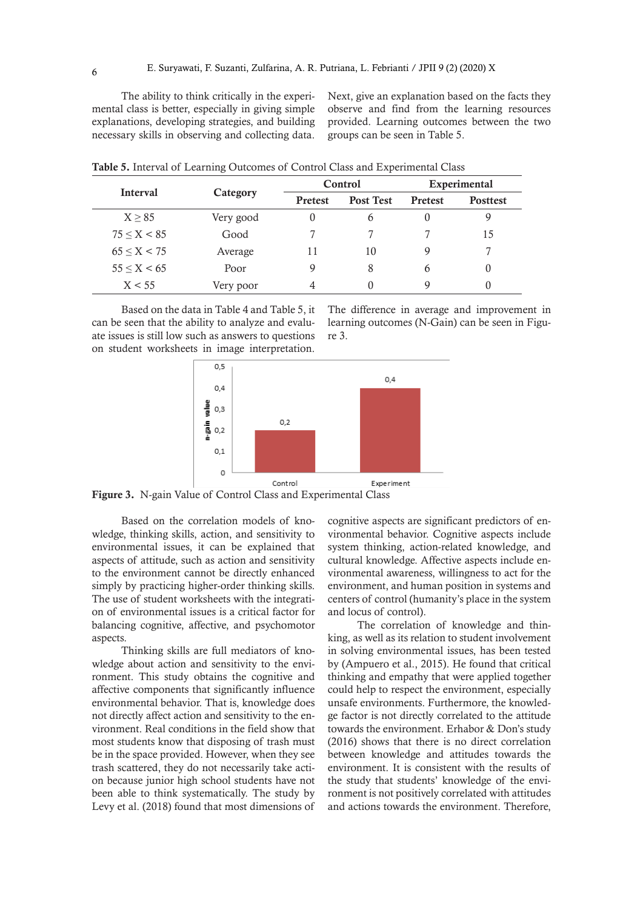The ability to think critically in the experimental class is better, especially in giving simple explanations, developing strategies, and building necessary skills in observing and collecting data. Next, give an explanation based on the facts they observe and find from the learning resources provided. Learning outcomes between the two groups can be seen in Table 5.

**Table 5.** Interval of Learning Outcomes of Control Class and Experimental Class

| Interval | Category | Control | | Experimental | |
|---|---|---|---|---|---|
| | | Pretest | Post Test | Pretest | Posttest |
| $X \geq 85$ | Very good | 0 | 6 | 0 | 9 |
| $75 \leq X < 85$ | Good | 7 | 7 | 7 | 15 |
| $65 \leq X < 75$ | Average | 11 | 10 | 9 | 7 |
| $55 \leq X < 65$ | Poor | 9 | 8 | 6 | 0 |
| $X < 55$ | Very poor | 4 | 0 | 9 | 0 |

Based on the data in Table 4 and Table 5, it can be seen that the ability to analyze and evaluate issues is still low such as answers to questions on student worksheets in image interpretation. The difference in average and improvement in learning outcomes (N-Gain) can be seen in Figure 3.

**Figure 3.** N-gain Value of Control Class and Experimental Class

Based on the correlation models of knowledge, thinking skills, action, and sensitivity to environmental issues, it can be explained that aspects of attitude, such as action and sensitivity to the environment cannot be directly enhanced simply by practicing higher-order thinking skills. The use of student worksheets with the integration of environmental issues is a critical factor for balancing cognitive, affective, and psychomotor aspects.

Thinking skills are full mediators of knowledge about action and sensitivity to the environment. This study obtains the cognitive and affective components that significantly influence environmental behavior. That is, knowledge does not directly affect action and sensitivity to the environment. Real conditions in the field show that most students know that disposing of trash must be in the space provided. However, when they see trash scattered, they do not necessarily take action because junior high school students have not been able to think systematically. The study by Levy et al. (2018) found that most dimensions of cognitive aspects are significant predictors of environmental behavior. Cognitive aspects include system thinking, action-related knowledge, and cultural knowledge. Affective aspects include environmental awareness, willingness to act for the environment, and human position in systems and centers of control (humanity's place in the system and locus of control).

The correlation of knowledge and thinking, as well as its relation to student involvement in solving environmental issues, has been tested by (Ampuero et al., 2015). He found that critical thinking and empathy that were applied together could help to respect the environment, especially unsafe environments. Furthermore, the knowledge factor is not directly correlated to the attitude towards the environment. Erhabor & Don's study (2016) shows that there is no direct correlation between knowledge and attitudes towards the environment. It is consistent with the results of the study that students' knowledge of the environment is not positively correlated with attitudes and actions towards the environment. Therefore,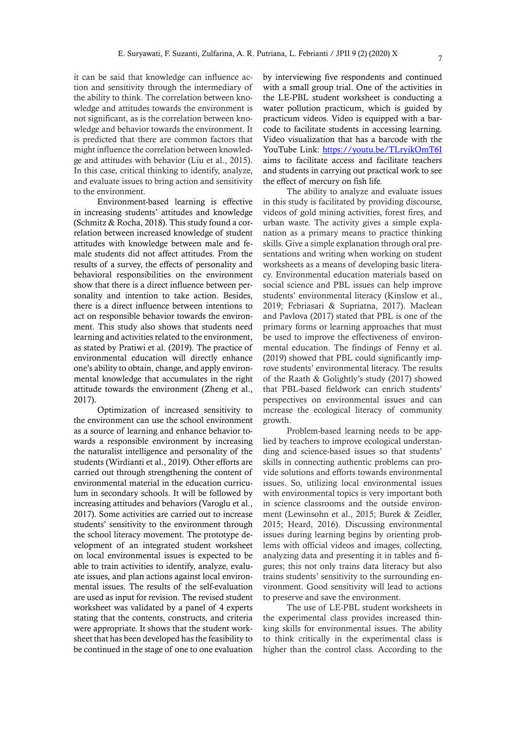it can be said that knowledge can influence action and sensitivity through the intermediary of the ability to think. The correlation between knowledge and attitudes towards the environment is not significant, as is the correlation between knowledge and behavior towards the environment. It is predicted that there are common factors that might influence the correlation between knowledge and attitudes with behavior (Liu et al., 2015). In this case, critical thinking to identify, analyze, and evaluate issues to bring action and sensitivity to the environment.

Environment-based learning is effective in increasing students' attitudes and knowledge (Schmitz & Rocha, 2018). This study found a correlation between increased knowledge of student attitudes with knowledge between male and female students did not affect attitudes. From the results of a survey, the effects of personality and behavioral responsibilities on the environment show that there is a direct influence between personality and intention to take action. Besides, there is a direct influence between intentions to act on responsible behavior towards the environment. This study also shows that students need learning and activities related to the environment, as stated by Pratiwi et al. (2019). The practice of environmental education will directly enhance one's ability to obtain, change, and apply environmental knowledge that accumulates in the right attitude towards the environment (Zheng et al., 2017).

Optimization of increased sensitivity to the environment can use the school environment as a source of learning and enhance behavior towards a responsible environment by increasing the naturalist intelligence and personality of the students (Wirdianti et al., 2019). Other efforts are carried out through strengthening the content of environmental material in the education curriculum in secondary schools. It will be followed by increasing attitudes and behaviors (Varoglu et al., 2017). Some activities are carried out to increase students' sensitivity to the environment through the school literacy movement. The prototype development of an integrated student worksheet on local environmental issues is expected to be able to train activities to identify, analyze, evaluate issues, and plan actions against local environmental issues. The results of the self-evaluation are used as input for revision. The revised student worksheet was validated by a panel of 4 experts stating that the contents, constructs, and criteria were appropriate. It shows that the student worksheet that has been developed has the feasibility to be continued in the stage of one to one evaluation by interviewing five respondents and continued with a small group trial. One of the activities in the LE-PBL student worksheet is conducting a water pollution practicum, which is guided by practicum videos. Video is equipped with a barcode to facilitate students in accessing learning. Video visualization that has a barcode with the YouTube Link: https://youtu.be/TLryikOmT6I aims to facilitate access and facilitate teachers and students in carrying out practical work to see the effect of mercury on fish life.

The ability to analyze and evaluate issues in this study is facilitated by providing discourse, videos of gold mining activities, forest fires, and urban waste. The activity gives a simple explanation as a primary means to practice thinking skills. Give a simple explanation through oral presentations and writing when working on student worksheets as a means of developing basic literacy. Environmental education materials based on social science and PBL issues can help improve students' environmental literacy (Kinslow et al., 2019; Febriasari & Supriatna, 2017). Maclean and Pavlova (2017) stated that PBL is one of the primary forms or learning approaches that must be used to improve the effectiveness of environmental education. The findings of Fenny et al. (2019) showed that PBL could significantly improve students' environmental literacy. The results of the Raath & Golightly's study (2017) showed that PBL-based fieldwork can enrich students' perspectives on environmental issues and can increase the ecological literacy of community growth.

Problem-based learning needs to be applied by teachers to improve ecological understanding and science-based issues so that students' skills in connecting authentic problems can provide solutions and efforts towards environmental issues. So, utilizing local environmental issues with environmental topics is very important both in science classrooms and the outside environment (Lewinsohn et al., 2015; Burek & Zeidler, 2015; Heard, 2016). Discussing environmental issues during learning begins by orienting problems with official videos and images, collecting, analyzing data and presenting it in tables and figures; this not only trains data literacy but also trains students' sensitivity to the surrounding environment. Good sensitivity will lead to actions to preserve and save the environment.

The use of LE-PBL student worksheets in the experimental class provides increased thinking skills for environmental issues. The ability to think critically in the experimental class is higher than the control class. According to the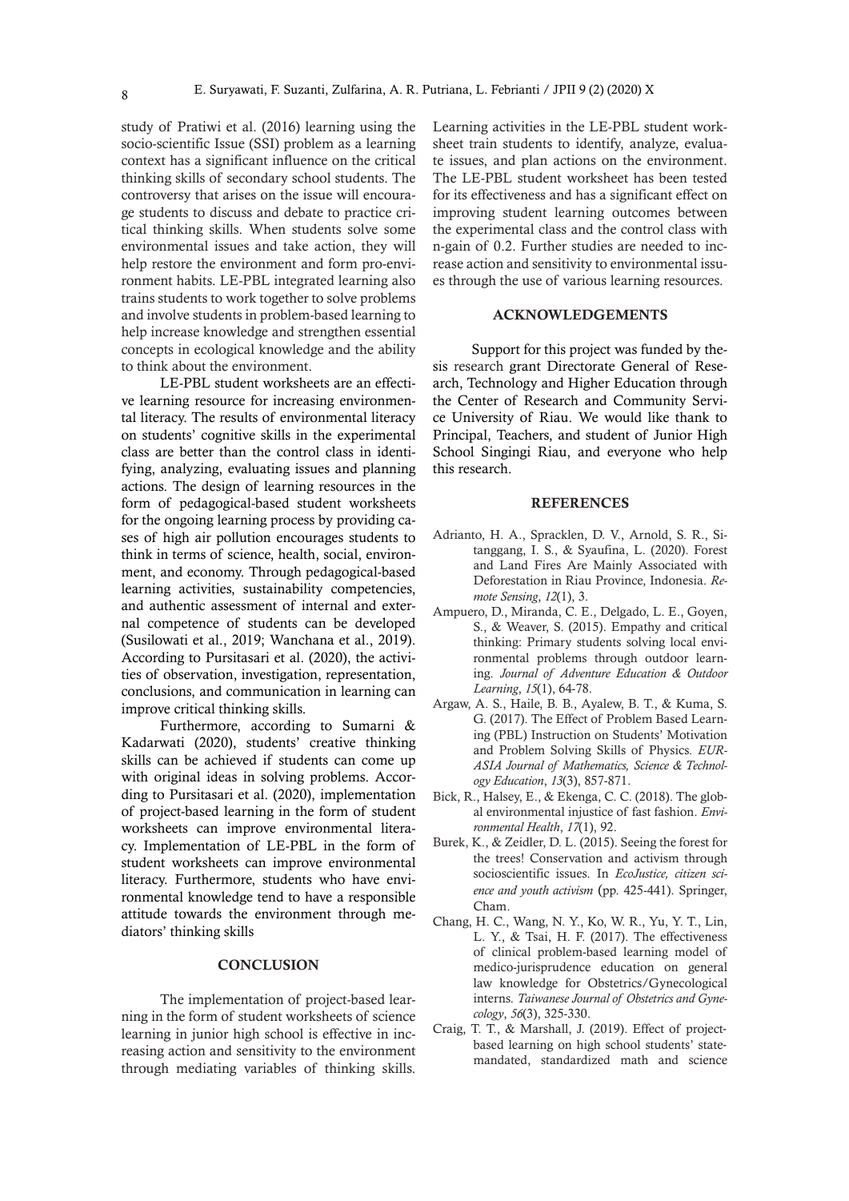study of Pratiwi et al. (2016) learning using the socio-scientific Issue (SSI) problem as a learning context has a significant influence on the critical thinking skills of secondary school students. The controversy that arises on the issue will encourage students to discuss and debate to practice critical thinking skills. When students solve some environmental issues and take action, they will help restore the environment and form pro-environment habits. LE-PBL integrated learning also trains students to work together to solve problems and involve students in problem-based learning to help increase knowledge and strengthen essential concepts in ecological knowledge and the ability to think about the environment.

LE-PBL student worksheets are an effective learning resource for increasing environmental literacy. The results of environmental literacy on students' cognitive skills in the experimental class are better than the control class in identifying, analyzing, evaluating issues and planning actions. The design of learning resources in the form of pedagogical-based student worksheets for the ongoing learning process by providing cases of high air pollution encourages students to think in terms of science, health, social, environment, and economy. Through pedagogical-based learning activities, sustainability competencies, and authentic assessment of internal and external competence of students can be developed (Susilowati et al., 2019; Wanchana et al., 2019). According to Pursitasari et al. (2020), the activities of observation, investigation, representation, conclusions, and communication in learning can improve critical thinking skills.

Furthermore, according to Sumarni & Kadarwati (2020), students' creative thinking skills can be achieved if students can come up with original ideas in solving problems. According to Pursitasari et al. (2020), implementation of project-based learning in the form of student worksheets can improve environmental literacy. Implementation of LE-PBL in the form of student worksheets can improve environmental literacy. Furthermore, students who have environmental knowledge tend to have a responsible attitude towards the environment through mediators' thinking skills

## CONCLUSION

The implementation of project-based learning in the form of student worksheets of science learning in junior high school is effective in increasing action and sensitivity to the environment through mediating variables of thinking skills. Learning activities in the LE-PBL student worksheet train students to identify, analyze, evaluate issues, and plan actions on the environment. The LE-PBL student worksheet has been tested for its effectiveness and has a significant effect on improving student learning outcomes between the experimental class and the control class with n-gain of 0.2. Further studies are needed to increase action and sensitivity to environmental issues through the use of various learning resources.

## ACKNOWLEDGEMENTS

Support for this project was funded by thesis research grant Directorate General of Research, Technology and Higher Education through the Center of Research and Community Service University of Riau. We would like thank to Principal, Teachers, and student of Junior High School Singingi Riau, and everyone who help this research.

## REFERENCES

Adrianto, H. A., Spracklen, D. V., Arnold, S. R., Sitanggang, I. S., & Syaufina, L. (2020). Forest and Land Fires Are Mainly Associated with Deforestation in Riau Province, Indonesia. *Remote Sensing*, *12*(1), 3.

Ampuero, D., Miranda, C. E., Delgado, L. E., Goyen, S., & Weaver, S. (2015). Empathy and critical thinking: Primary students solving local environmental problems through outdoor learning. *Journal of Adventure Education & Outdoor Learning*, *15*(1), 64-78.

Argaw, A. S., Haile, B. B., Ayalew, B. T., & Kuma, S. G. (2017). The Effect of Problem Based Learning (PBL) Instruction on Students' Motivation and Problem Solving Skills of Physics. *EURASIA Journal of Mathematics, Science & Technology Education*, *13*(3), 857-871.

Bick, R., Halsey, E., & Ekenga, C. C. (2018). The global environmental injustice of fast fashion. *Environmental Health*, *17*(1), 92.

Burek, K., & Zeidler, D. L. (2015). Seeing the forest for the trees! Conservation and activism through socioscientific issues. In *EcoJustice, citizen science and youth activism* (pp. 425-441). Springer, Cham.

Chang, H. C., Wang, N. Y., Ko, W. R., Yu, Y. T., Lin, L. Y., & Tsai, H. F. (2017). The effectiveness of clinical problem-based learning model of medico-jurisprudence education on general law knowledge for Obstetrics/Gynecological interns. *Taiwanese Journal of Obstetrics and Gynecology*, *56*(3), 325-330.

Craig, T. T., & Marshall, J. (2019). Effect of project-based learning on high school students' state-mandated, standardized math and science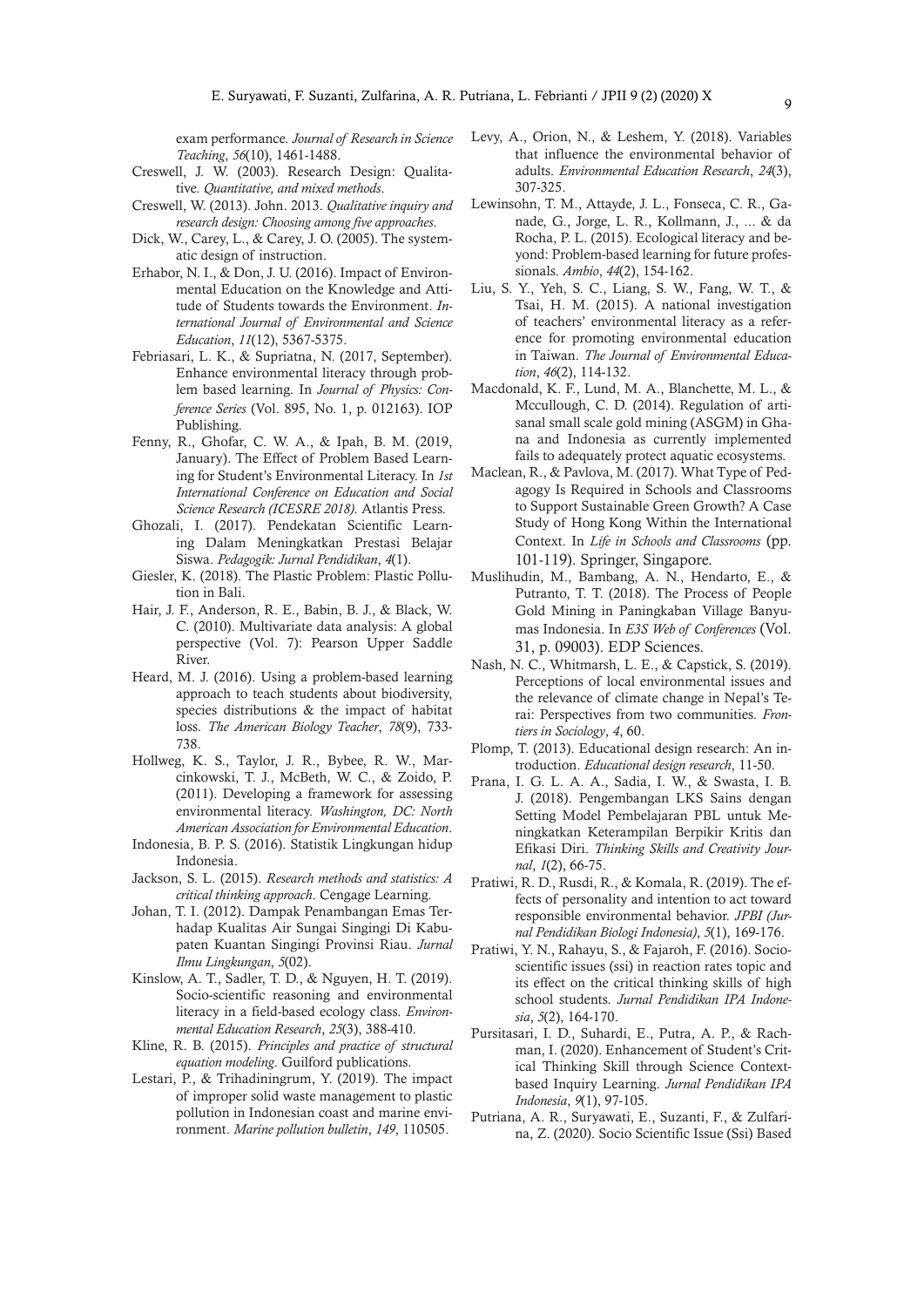exam performance. *Journal of Research in Science Teaching*, *56*(10), 1461-1488.

Creswell, J. W. (2003). Research Design: Qualitative. *Quantitative, and mixed methods*.

Creswell, W. (2013). John. 2013. *Qualitative inquiry and research design: Choosing among five approaches*.

Dick, W., Carey, L., & Carey, J. O. (2005). The systematic design of instruction.

Erhabor, N. I., & Don, J. U. (2016). Impact of Environmental Education on the Knowledge and Attitude of Students towards the Environment. *International Journal of Environmental and Science Education*, *11*(12), 5367-5375.

Febriasari, L. K., & Supriatna, N. (2017, September). Enhance environmental literacy through problem based learning. In *Journal of Physics: Conference Series* (Vol. 895, No. 1, p. 012163). IOP Publishing.

Fenny, R., Ghofar, C. W. A., & Ipah, B. M. (2019, January). The Effect of Problem Based Learning for Student's Environmental Literacy. In *1st International Conference on Education and Social Science Research (ICESRE 2018)*. Atlantis Press.

Ghozali, I. (2017). Pendekatan Scientific Learning Dalam Meningkatkan Prestasi Belajar Siswa. *Pedagogik: Jurnal Pendidikan*, *4*(1).

Giesler, K. (2018). The Plastic Problem: Plastic Pollution in Bali.

Hair, J. F., Anderson, R. E., Babin, B. J., & Black, W. C. (2010). Multivariate data analysis: A global perspective (Vol. 7): Pearson Upper Saddle River.

Heard, M. J. (2016). Using a problem-based learning approach to teach students about biodiversity, species distributions & the impact of habitat loss. *The American Biology Teacher*, *78*(9), 733-738.

Hollweg, K. S., Taylor, J. R., Bybee, R. W., Marcinkowski, T. J., McBeth, W. C., & Zoido, P. (2011). Developing a framework for assessing environmental literacy. *Washington, DC: North American Association for Environmental Education*.

Indonesia, B. P. S. (2016). Statistik Lingkungan hidup Indonesia.

Jackson, S. L. (2015). *Research methods and statistics: A critical thinking approach*. Cengage Learning.

Johan, T. I. (2012). Dampak Penambangan Emas Terhadap Kualitas Air Sungai Singingi Di Kabupaten Kuantan Singingi Provinsi Riau. *Jurnal Ilmu Lingkungan*, *5*(02).

Kinslow, A. T., Sadler, T. D., & Nguyen, H. T. (2019). Socio-scientific reasoning and environmental literacy in a field-based ecology class. *Environmental Education Research*, *25*(3), 388-410.

Kline, R. B. (2015). *Principles and practice of structural equation modeling*. Guilford publications.

Lestari, P., & Trihadiningrum, Y. (2019). The impact of improper solid waste management to plastic pollution in Indonesian coast and marine environment. *Marine pollution bulletin*, *149*, 110505.

Levy, A., Orion, N., & Leshem, Y. (2018). Variables that influence the environmental behavior of adults. *Environmental Education Research*, *24*(3), 307-325.

Lewinsohn, T. M., Attayde, J. L., Fonseca, C. R., Ganade, G., Jorge, L. R., Kollmann, J., ... & da Rocha, P. L. (2015). Ecological literacy and beyond: Problem-based learning for future professionals. *Ambio*, *44*(2), 154-162.

Liu, S. Y., Yeh, S. C., Liang, S. W., Fang, W. T., & Tsai, H. M. (2015). A national investigation of teachers' environmental literacy as a reference for promoting environmental education in Taiwan. *The Journal of Environmental Education*, *46*(2), 114-132.

Macdonald, K. F., Lund, M. A., Blanchette, M. L., & Mccullough, C. D. (2014). Regulation of artisanal small scale gold mining (ASGM) in Ghana and Indonesia as currently implemented fails to adequately protect aquatic ecosystems.

Maclean, R., & Pavlova, M. (2017). What Type of Pedagogy Is Required in Schools and Classrooms to Support Sustainable Green Growth? A Case Study of Hong Kong Within the International Context. In *Life in Schools and Classrooms* (pp. 101-119). Springer, Singapore.

Muslihudin, M., Bambang, A. N., Hendarto, E., & Putranto, T. T. (2018). The Process of People Gold Mining in Paningkaban Village Banyumas Indonesia. In *E3S Web of Conferences* (Vol. 31, p. 09003). EDP Sciences.

Nash, N. C., Whitmarsh, L. E., & Capstick, S. (2019). Perceptions of local environmental issues and the relevance of climate change in Nepal's Terai: Perspectives from two communities. *Frontiers in Sociology*, *4*, 60.

Plomp, T. (2013). Educational design research: An introduction. *Educational design research*, 11-50.

Prana, I. G. L. A. A., Sadia, I. W., & Swasta, I. B. J. (2018). Pengembangan LKS Sains dengan Setting Model Pembelajaran PBL untuk Meningkatkan Keterampilan Berpikir Kritis dan Efikasi Diri. *Thinking Skills and Creativity Journal*, *1*(2), 66-75.

Pratiwi, R. D., Rusdi, R., & Komala, R. (2019). The effects of personality and intention to act toward responsible environmental behavior. *JPBI (Jurnal Pendidikan Biologi Indonesia)*, *5*(1), 169-176.

Pratiwi, Y. N., Rahayu, S., & Fajaroh, F. (2016). Socioscientific issues (ssi) in reaction rates topic and its effect on the critical thinking skills of high school students. *Jurnal Pendidikan IPA Indonesia*, *5*(2), 164-170.

Pursitasari, I. D., Suhardi, E., Putra, A. P., & Rachman, I. (2020). Enhancement of Student's Critical Thinking Skill through Science Context-based Inquiry Learning. *Jurnal Pendidikan IPA Indonesia*, *9*(1), 97-105.

Putriana, A. R., Suryawati, E., Suzanti, F., & Zulfarina, Z. (2020). Socio Scientific Issue (Ssi) Based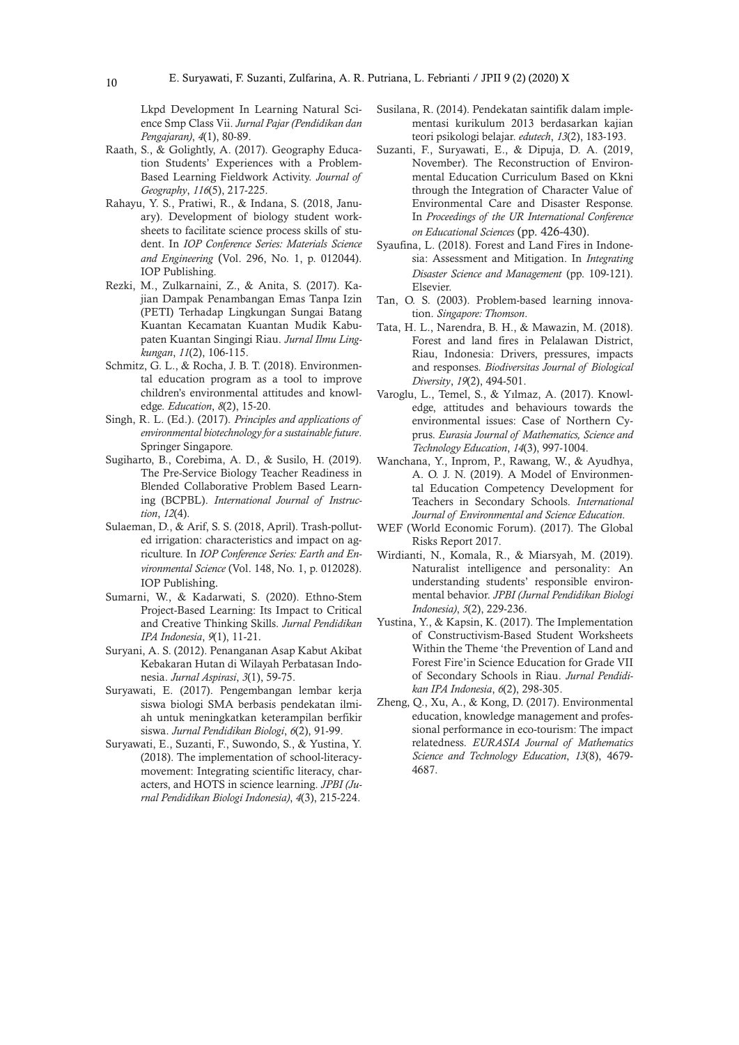Lkpd Development In Learning Natural Science Smp Class Vii. *Jurnal Pajar (Pendidikan dan Pengajaran)*, *4*(1), 80-89.

Raath, S., & Golightly, A. (2017). Geography Education Students' Experiences with a Problem-Based Learning Fieldwork Activity. *Journal of Geography*, *116*(5), 217-225.

Rahayu, Y. S., Pratiwi, R., & Indana, S. (2018, January). Development of biology student worksheets to facilitate science process skills of student. In *IOP Conference Series: Materials Science and Engineering* (Vol. 296, No. 1, p. 012044). IOP Publishing.

Rezki, M., Zulkarnaini, Z., & Anita, S. (2017). Kajian Dampak Penambangan Emas Tanpa Izin (PETI) Terhadap Lingkungan Sungai Batang Kuantan Kecamatan Kuantan Mudik Kabupaten Kuantan Singingi Riau. *Jurnal Ilmu Lingkungan*, *11*(2), 106-115.

Schmitz, G. L., & Rocha, J. B. T. (2018). Environmental education program as a tool to improve children's environmental attitudes and knowledge. *Education*, *8*(2), 15-20.

Singh, R. L. (Ed.). (2017). *Principles and applications of environmental biotechnology for a sustainable future*. Springer Singapore.

Sugiharto, B., Corebima, A. D., & Susilo, H. (2019). The Pre-Service Biology Teacher Readiness in Blended Collaborative Problem Based Learning (BCPBL). *International Journal of Instruction*, *12*(4).

Sulaeman, D., & Arif, S. S. (2018, April). Trash-polluted irrigation: characteristics and impact on agriculture. In *IOP Conference Series: Earth and Environmental Science* (Vol. 148, No. 1, p. 012028). IOP Publishing.

Sumarni, W., & Kadarwati, S. (2020). Ethno-Stem Project-Based Learning: Its Impact to Critical and Creative Thinking Skills. *Jurnal Pendidikan IPA Indonesia*, *9*(1), 11-21.

Suryani, A. S. (2012). Penanganan Asap Kabut Akibat Kebakaran Hutan di Wilayah Perbatasan Indonesia. *Jurnal Aspirasi*, *3*(1), 59-75.

Suryawati, E. (2017). Pengembangan lembar kerja siswa biologi SMA berbasis pendekatan ilmiah untuk meningkatkan keterampilan berfikir siswa. *Jurnal Pendidikan Biologi*, *6*(2), 91-99.

Suryawati, E., Suzanti, F., Suwondo, S., & Yustina, Y. (2018). The implementation of school-literacy-movement: Integrating scientific literacy, characters, and HOTS in science learning. *JPBI (Jurnal Pendidikan Biologi Indonesia)*, *4*(3), 215-224.

Susilana, R. (2014). Pendekatan saintifik dalam implementasi kurikulum 2013 berdasarkan kajian teori psikologi belajar. *edutech*, *13*(2), 183-193.

Suzanti, F., Suryawati, E., & Dipuja, D. A. (2019, November). The Reconstruction of Environmental Education Curriculum Based on Kkni through the Integration of Character Value of Environmental Care and Disaster Response. In *Proceedings of the UR International Conference on Educational Sciences* (pp. 426-430).

Syaufina, L. (2018). Forest and Land Fires in Indonesia: Assessment and Mitigation. In *Integrating Disaster Science and Management* (pp. 109-121). Elsevier.

Tan, O. S. (2003). Problem-based learning innovation. *Singapore: Thomson*.

Tata, H. L., Narendra, B. H., & Mawazin, M. (2018). Forest and land fires in Pelalawan District, Riau, Indonesia: Drivers, pressures, impacts and responses. *Biodiversitas Journal of Biological Diversity*, *19*(2), 494-501.

Varoglu, L., Temel, S., & Yılmaz, A. (2017). Knowledge, attitudes and behaviours towards the environmental issues: Case of Northern Cyprus. *Eurasia Journal of Mathematics, Science and Technology Education*, *14*(3), 997-1004.

Wanchana, Y., Inprom, P., Rawang, W., & Ayudhya, A. O. J. N. (2019). A Model of Environmental Education Competency Development for Teachers in Secondary Schools. *International Journal of Environmental and Science Education*.

WEF (World Economic Forum). (2017). The Global Risks Report 2017.

Wirdianti, N., Komala, R., & Miarsyah, M. (2019). Naturalist intelligence and personality: An understanding students' responsible environmental behavior. *JPBI (Jurnal Pendidikan Biologi Indonesia)*, *5*(2), 229-236.

Yustina, Y., & Kapsin, K. (2017). The Implementation of Constructivism-Based Student Worksheets Within the Theme 'the Prevention of Land and Forest Fire'in Science Education for Grade VII of Secondary Schools in Riau. *Jurnal Pendidikan IPA Indonesia*, *6*(2), 298-305.

Zheng, Q., Xu, A., & Kong, D. (2017). Environmental education, knowledge management and professional performance in eco-tourism: The impact relatedness. *EURASIA Journal of Mathematics Science and Technology Education*, *13*(8), 4679-4687.